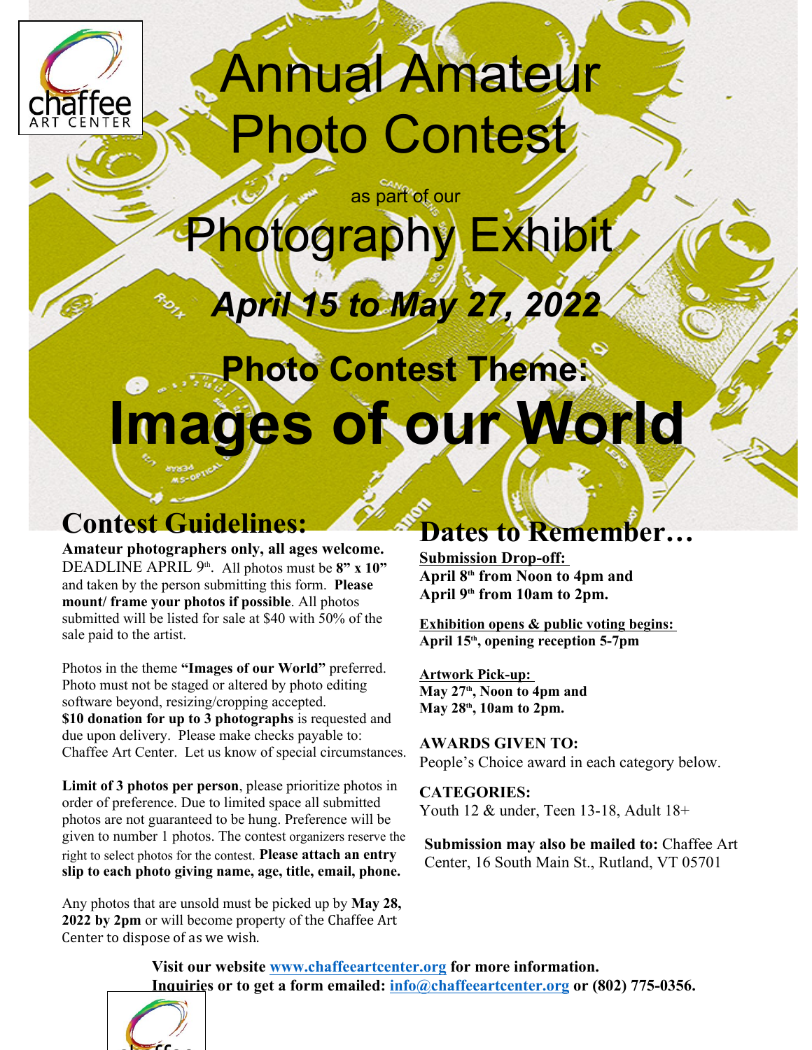# Annual Amateur Photo Contest

as part of our

# Photography Exhibit

## *April 15 to May 27, 2022*

## Photo Contest Theme:

# Images of our World

## Contest Guidelines:

**Amateur photographers only, all ages welcome.** DEADLINE APRIL 9th. All photos must be **8" x 10"** and taken by the person submitting this form. **Please mount/ frame your photos if possible**. All photos submitted will be listed for sale at $40 with 50% of the sale paid to the artist.

Photos in the theme **"Images of our World"** preferred. Photo must not be staged or altered by photo editing software beyond, resizing/cropping accepted. **$10 donation for up to 3 photographs** is requested and due upon delivery. Please make checks payable to: Chaffee Art Center. Let us know of special circumstances.

**Limit of 3 photos per person**, please prioritize photos in order of preference. Due to limited space all submitted photos are not guaranteed to be hung. Preference will be given to number 1 photos. The contest organizers reserve the right to select photos for the contest. **Please attach an entry slip to each photo giving name, age, title, email, phone.**

Any photos that are unsold must be picked up by **May 28, 2022 by 2pm** or will become property of the Chaffee Art Center to dispose of as we wish.

## Dates to Remember…

**Submission Drop-off:**
**April 8th from Noon to 4pm and**
**April 9th from 10am to 2pm.**

**Exhibition opens & public voting begins:**
**April 15th, opening reception 5-7pm**

**Artwork Pick-up:**
**May 27th, Noon to 4pm and**
**May 28th, 10am to 2pm.**

**AWARDS GIVEN TO:**
People's Choice award in each category below.

**CATEGORIES:**
Youth 12 & under, Teen 13-18, Adult 18+

**Submission may also be mailed to:** Chaffee Art Center, 16 South Main St., Rutland, VT 05701

**Visit our website www.chaffeeartcenter.org for more information.**
**Inquiries or to get a form emailed: info@chaffeeartcenter.org or (802) 775-0356.**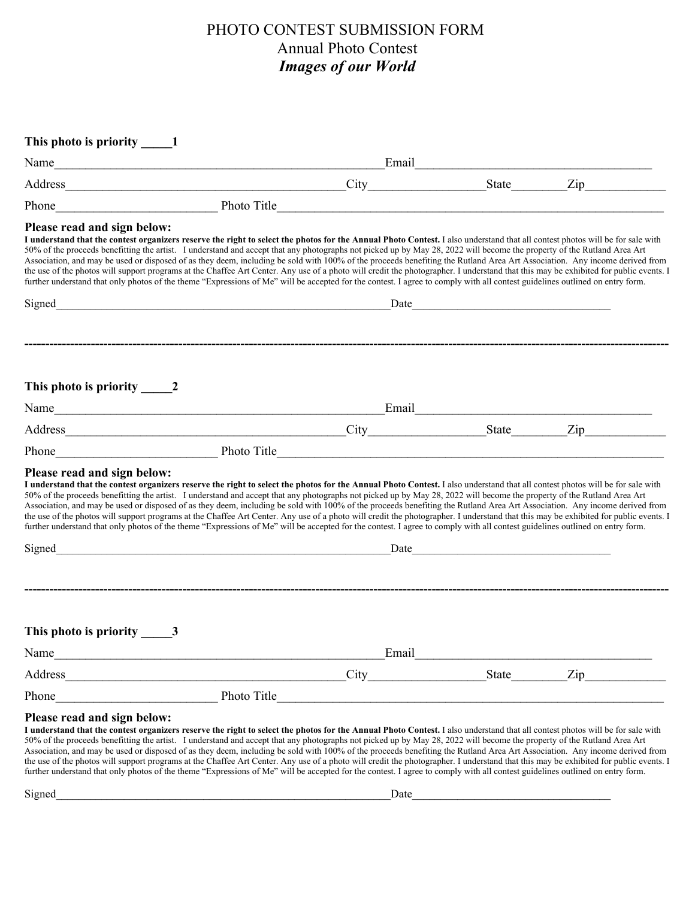# PHOTO CONTEST SUBMISSION FORM

Annual Photo Contest

***Images of our World***

**This photo is priority \_\_\_\_\_1**

Name\_\_\_\_\_\_\_\_\_\_\_\_\_\_\_\_\_\_\_\_\_\_\_\_\_\_\_\_\_\_\_\_\_\_\_\_\_\_\_\_\_\_\_\_\_\_\_\_\_\_\_\_\_Email\_\_\_\_\_\_\_\_\_\_\_\_\_\_\_\_\_\_\_\_\_\_\_\_\_\_\_\_\_\_\_\_\_\_\_\_\_\_

Address\_\_\_\_\_\_\_\_\_\_\_\_\_\_\_\_\_\_\_\_\_\_\_\_\_\_\_\_\_\_\_\_\_\_\_\_\_\_\_\_\_\_\_\_\_City\_\_\_\_\_\_\_\_\_\_\_\_\_\_\_\_\_\_State\_\_\_\_\_\_\_\_Zip\_\_\_\_\_\_\_\_\_\_\_\_

Phone\_\_\_\_\_\_\_\_\_\_\_\_\_\_\_\_\_\_\_\_\_\_\_\_\_\_ Photo Title\_\_\_\_\_\_\_\_\_\_\_\_\_\_\_\_\_\_\_\_\_\_\_\_\_\_\_\_\_\_\_\_\_\_\_\_\_\_\_\_\_\_\_\_\_\_\_\_\_\_\_\_\_\_\_\_\_\_\_\_\_\_

**Please read and sign below:**

**I understand that the contest organizers reserve the right to select the photos for the Annual Photo Contest.** I also understand that all contest photos will be for sale with 50% of the proceeds benefitting the artist. I understand and accept that any photographs not picked up by May 28, 2022 will become the property of the Rutland Area Art Association, and may be used or disposed of as they deem, including be sold with 100% of the proceeds benefiting the Rutland Area Art Association. Any income derived from the use of the photos will support programs at the Chaffee Art Center. Any use of a photo will credit the photographer. I understand that this may be exhibited for public events. I further understand that only photos of the theme “Expressions of Me” will be accepted for the contest. I agree to comply with all contest guidelines outlined on entry form.

Signed\_\_\_\_\_\_\_\_\_\_\_\_\_\_\_\_\_\_\_\_\_\_\_\_\_\_\_\_\_\_\_\_\_\_\_\_\_\_\_\_\_\_\_\_\_\_\_\_\_\_\_\_\_\_\_\_\_\_Date\_\_\_\_\_\_\_\_\_\_\_\_\_\_\_\_\_\_\_\_\_\_\_\_\_\_\_\_\_\_\_\_\_\_

---

**This photo is priority \_\_\_\_\_2**

Name\_\_\_\_\_\_\_\_\_\_\_\_\_\_\_\_\_\_\_\_\_\_\_\_\_\_\_\_\_\_\_\_\_\_\_\_\_\_\_\_\_\_\_\_\_\_\_\_\_\_\_\_\_Email\_\_\_\_\_\_\_\_\_\_\_\_\_\_\_\_\_\_\_\_\_\_\_\_\_\_\_\_\_\_\_\_\_\_\_\_\_\_

Address\_\_\_\_\_\_\_\_\_\_\_\_\_\_\_\_\_\_\_\_\_\_\_\_\_\_\_\_\_\_\_\_\_\_\_\_\_\_\_\_\_\_\_\_\_City\_\_\_\_\_\_\_\_\_\_\_\_\_\_\_\_\_\_State\_\_\_\_\_\_\_\_Zip\_\_\_\_\_\_\_\_\_\_\_\_

Phone\_\_\_\_\_\_\_\_\_\_\_\_\_\_\_\_\_\_\_\_\_\_\_\_\_\_ Photo Title\_\_\_\_\_\_\_\_\_\_\_\_\_\_\_\_\_\_\_\_\_\_\_\_\_\_\_\_\_\_\_\_\_\_\_\_\_\_\_\_\_\_\_\_\_\_\_\_\_\_\_\_\_\_\_\_\_\_\_\_\_\_

**Please read and sign below:**

**I understand that the contest organizers reserve the right to select the photos for the Annual Photo Contest.** I also understand that all contest photos will be for sale with 50% of the proceeds benefitting the artist. I understand and accept that any photographs not picked up by May 28, 2022 will become the property of the Rutland Area Art Association, and may be used or disposed of as they deem, including be sold with 100% of the proceeds benefiting the Rutland Area Art Association. Any income derived from the use of the photos will support programs at the Chaffee Art Center. Any use of a photo will credit the photographer. I understand that this may be exhibited for public events. I further understand that only photos of the theme “Expressions of Me” will be accepted for the contest. I agree to comply with all contest guidelines outlined on entry form.

Signed\_\_\_\_\_\_\_\_\_\_\_\_\_\_\_\_\_\_\_\_\_\_\_\_\_\_\_\_\_\_\_\_\_\_\_\_\_\_\_\_\_\_\_\_\_\_\_\_\_\_\_\_\_\_\_\_\_\_Date\_\_\_\_\_\_\_\_\_\_\_\_\_\_\_\_\_\_\_\_\_\_\_\_\_\_\_\_\_\_\_\_\_\_

---

**This photo is priority \_\_\_\_\_3**

Name\_\_\_\_\_\_\_\_\_\_\_\_\_\_\_\_\_\_\_\_\_\_\_\_\_\_\_\_\_\_\_\_\_\_\_\_\_\_\_\_\_\_\_\_\_\_\_\_\_\_\_\_\_Email\_\_\_\_\_\_\_\_\_\_\_\_\_\_\_\_\_\_\_\_\_\_\_\_\_\_\_\_\_\_\_\_\_\_\_\_\_\_

Address\_\_\_\_\_\_\_\_\_\_\_\_\_\_\_\_\_\_\_\_\_\_\_\_\_\_\_\_\_\_\_\_\_\_\_\_\_\_\_\_\_\_\_\_\_City\_\_\_\_\_\_\_\_\_\_\_\_\_\_\_\_\_\_State\_\_\_\_\_\_\_\_Zip\_\_\_\_\_\_\_\_\_\_\_\_

Phone\_\_\_\_\_\_\_\_\_\_\_\_\_\_\_\_\_\_\_\_\_\_\_\_\_\_ Photo Title\_\_\_\_\_\_\_\_\_\_\_\_\_\_\_\_\_\_\_\_\_\_\_\_\_\_\_\_\_\_\_\_\_\_\_\_\_\_\_\_\_\_\_\_\_\_\_\_\_\_\_\_\_\_\_\_\_\_\_\_\_\_

**Please read and sign below:**

**I understand that the contest organizers reserve the right to select the photos for the Annual Photo Contest.** I also understand that all contest photos will be for sale with 50% of the proceeds benefitting the artist. I understand and accept that any photographs not picked up by May 28, 2022 will become the property of the Rutland Area Art Association, and may be used or disposed of as they deem, including be sold with 100% of the proceeds benefiting the Rutland Area Art Association. Any income derived from the use of the photos will support programs at the Chaffee Art Center. Any use of a photo will credit the photographer. I understand that this may be exhibited for public events. I further understand that only photos of the theme “Expressions of Me” will be accepted for the contest. I agree to comply with all contest guidelines outlined on entry form.

Signed\_\_\_\_\_\_\_\_\_\_\_\_\_\_\_\_\_\_\_\_\_\_\_\_\_\_\_\_\_\_\_\_\_\_\_\_\_\_\_\_\_\_\_\_\_\_\_\_\_\_\_\_\_\_\_\_\_\_Date\_\_\_\_\_\_\_\_\_\_\_\_\_\_\_\_\_\_\_\_\_\_\_\_\_\_\_\_\_\_\_\_\_\_